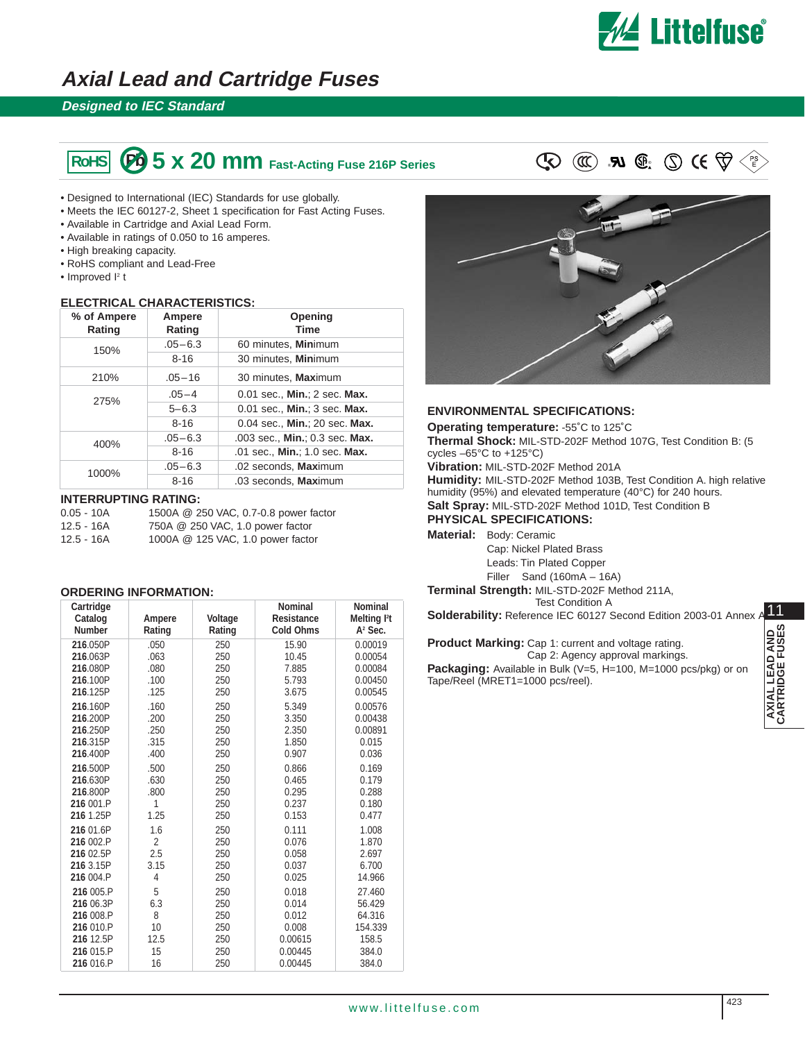# Axial Lead and Cartridge Fuses

## Designed to IEC Standard

## RoHS Pb 5 x 20 mm Fast-Acting Fuse 216P Series

- Designed to International (IEC) Standards for use globally.
- Meets the IEC 60127-2, Sheet 1 specification for Fast Acting Fuses.
- Available in Cartridge and Axial Lead Form.
- Available in ratings of 0.050 to 16 amperes.
- High breaking capacity.
- RoHS compliant and Lead-Free
- Improved $I^2$ t

### ELECTRICAL CHARACTERISTICS:

| % of Ampere Rating | Ampere Rating | Opening Time |
|---|---|---|
| 150% | .05–6.3 | 60 minutes, **Min**imum |
| | 8-16 | 30 minutes, **Min**imum |
| 210% | .05–16 | 30 minutes, **Max**imum |
| 275% | .05–4 | 0.01 sec., **Min.**; 2 sec. **Max.** |
| | 5–6.3 | 0.01 sec., **Min.**; 3 sec. **Max.** |
| | 8-16 | 0.04 sec., **Min.**; 20 sec. **Max.** |
| 400% | .05–6.3 | .003 sec., **Min.**; 0.3 sec. **Max.** |
| | 8-16 | .01 sec., **Min.**; 1.0 sec. **Max.** |
| 1000% | .05–6.3 | .02 seconds, **Max**imum |
| | 8-16 | .03 seconds, **Max**imum |

### INTERRUPTING RATING:

| | |
|---|---|
| 0.05 - 10A | 1500A @ 250 VAC, 0.7-0.8 power factor |
| 12.5 - 16A | 750A @ 250 VAC, 1.0 power factor |
| 12.5 - 16A | 1000A @ 125 VAC, 1.0 power factor |

### ORDERING INFORMATION:

| Cartridge Catalog Number | Ampere Rating | Voltage Rating | Nominal Resistance Cold Ohms | Nominal Melting I²t A² Sec. |
|---|---|---|---|---|
| **216**.050P | .050 | 250 | 15.90 | 0.00019 |
| **216**.063P | .063 | 250 | 10.45 | 0.00054 |
| **216**.080P | .080 | 250 | 7.885 | 0.00084 |
| **216**.100P | .100 | 250 | 5.793 | 0.00450 |
| **216**.125P | .125 | 250 | 3.675 | 0.00545 |
| **216**.160P | .160 | 250 | 5.349 | 0.00576 |
| **216**.200P | .200 | 250 | 3.350 | 0.00438 |
| **216**.250P | .250 | 250 | 2.350 | 0.00891 |
| **216**.315P | .315 | 250 | 1.850 | 0.015 |
| **216**.400P | .400 | 250 | 0.907 | 0.036 |
| **216**.500P | .500 | 250 | 0.866 | 0.169 |
| **216**.630P | .630 | 250 | 0.465 | 0.179 |
| **216**.800P | .800 | 250 | 0.295 | 0.288 |
| **216** 001.P | 1 | 250 | 0.237 | 0.180 |
| **216** 1.25P | 1.25 | 250 | 0.153 | 0.477 |
| **216** 01.6P | 1.6 | 250 | 0.111 | 1.008 |
| **216** 002.P | 2 | 250 | 0.076 | 1.870 |
| **216** 02.5P | 2.5 | 250 | 0.058 | 2.697 |
| **216** 3.15P | 3.15 | 250 | 0.037 | 6.700 |
| **216** 004.P | 4 | 250 | 0.025 | 14.966 |
| **216** 005.P | 5 | 250 | 0.018 | 27.460 |
| **216** 06.3P | 6.3 | 250 | 0.014 | 56.429 |
| **216** 008.P | 8 | 250 | 0.012 | 64.316 |
| **216** 010.P | 10 | 250 | 0.008 | 154.339 |
| **216** 12.5P | 12.5 | 250 | 0.00615 | 158.5 |
| **216** 015.P | 15 | 250 | 0.00445 | 384.0 |
| **216** 016.P | 16 | 250 | 0.00445 | 384.0 |

### ENVIRONMENTAL SPECIFICATIONS:

**Operating temperature:** -55˚C to 125˚C

**Thermal Shock:** MIL-STD-202F Method 107G, Test Condition B: (5 cycles –65°C to +125°C)

**Vibration:** MIL-STD-202F Method 201A

**Humidity:** MIL-STD-202F Method 103B, Test Condition A. high relative humidity (95%) and elevated temperature (40°C) for 240 hours.

**Salt Spray:** MIL-STD-202F Method 101D, Test Condition B

### PHYSICAL SPECIFICATIONS:

**Material:** Body: Ceramic
Cap: Nickel Plated Brass
Leads: Tin Plated Copper
Filler Sand (160mA – 16A)

**Terminal Strength:** MIL-STD-202F Method 211A, Test Condition A

**Solderability:** Reference IEC 60127 Second Edition 2003-01 Annex A

**Product Marking:** Cap 1: current and voltage rating.
Cap 2: Agency approval markings.

**Packaging:** Available in Bulk (V=5, H=100, M=1000 pcs/pkg) or on Tape/Reel (MRET1=1000 pcs/reel).

www.littelfuse.com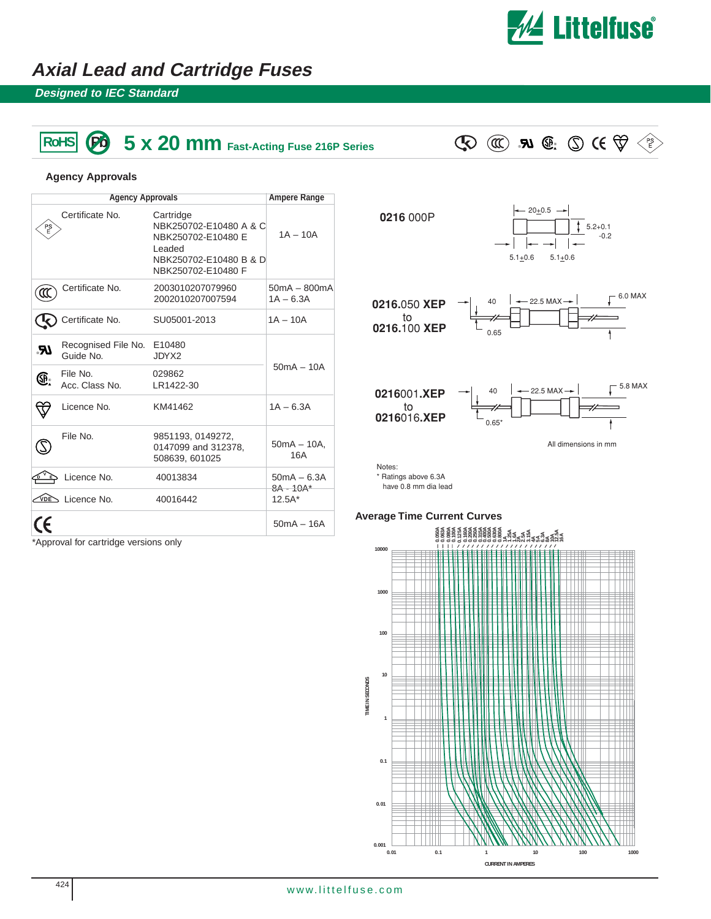# Axial Lead and Cartridge Fuses

***Designed to IEC Standard***

## 5 x 20 mm Fast-Acting Fuse 216P Series

RoHS

### Agency Approvals

| Agency Approvals | | | Ampere Range |
|---|---|---|---|
| PSE | Certificate No. | Cartridge NBK250702-E10480 A & C NBK250702-E10480 E Leaded NBK250702-E10480 B & D NBK250702-E10480 F | 1A – 10A |
| CCC | Certificate No. | 2003010207079960 2002010207007594 | 50mA – 800mA 1A – 6.3A |
| | Certificate No. | SU05001-2013 | 1A – 10A |
| UR | Recognised File No. Guide No. | E10480 JDYX2 | 50mA – 10A |
| CSA | File No. Acc. Class No. | 029862 LR1422-30 | |
| | Licence No. | KM41462 | 1A – 6.3A |
| | File No. | 9851193, 0149272, 0147099 and 312378, 508639, 601025 | 50mA – 10A, 16A |
| DVE | Licence No. | 40013834 | 50mA – 6.3A 8A - 10A* |
| VDE | Licence No. | 40016442 | 12.5A* |
| CE | | | 50mA – 16A |

*Approval for cartridge versions only

**0216** 000P

20±0.5

5.2+0.1 -0.2

5.1±0.6 5.1±0.6

**0216**.050 **XEP** to **0216**.100 **XEP**

40

22.5 MAX

6.0 MAX

0.65

**0216**001.**XEP** to **0216**016.**XEP**

40

22.5 MAX

5.8 MAX

0.65*

All dimensions in mm

Notes:
* Ratings above 6.3A have 0.8 mm dia lead

### Average Time Current Curves

0.050A 0.063A 0.080A 0.100A 0.125A 0.160A 0.200A 0.250A 0.315A 0.400A 0.500A 0.630A 0.800A 1A 1.25A 1.6A 2A 2.5A 3.15A 4A 5A 6.3A 8A 10A 12.5A 16A

10000
1000
100
10
1
0.1
0.01
0.001

TIME IN SECONDS

0.01
0.1
1
10
100
1000

CURRENT IN AMPERES

www.littelfuse.com